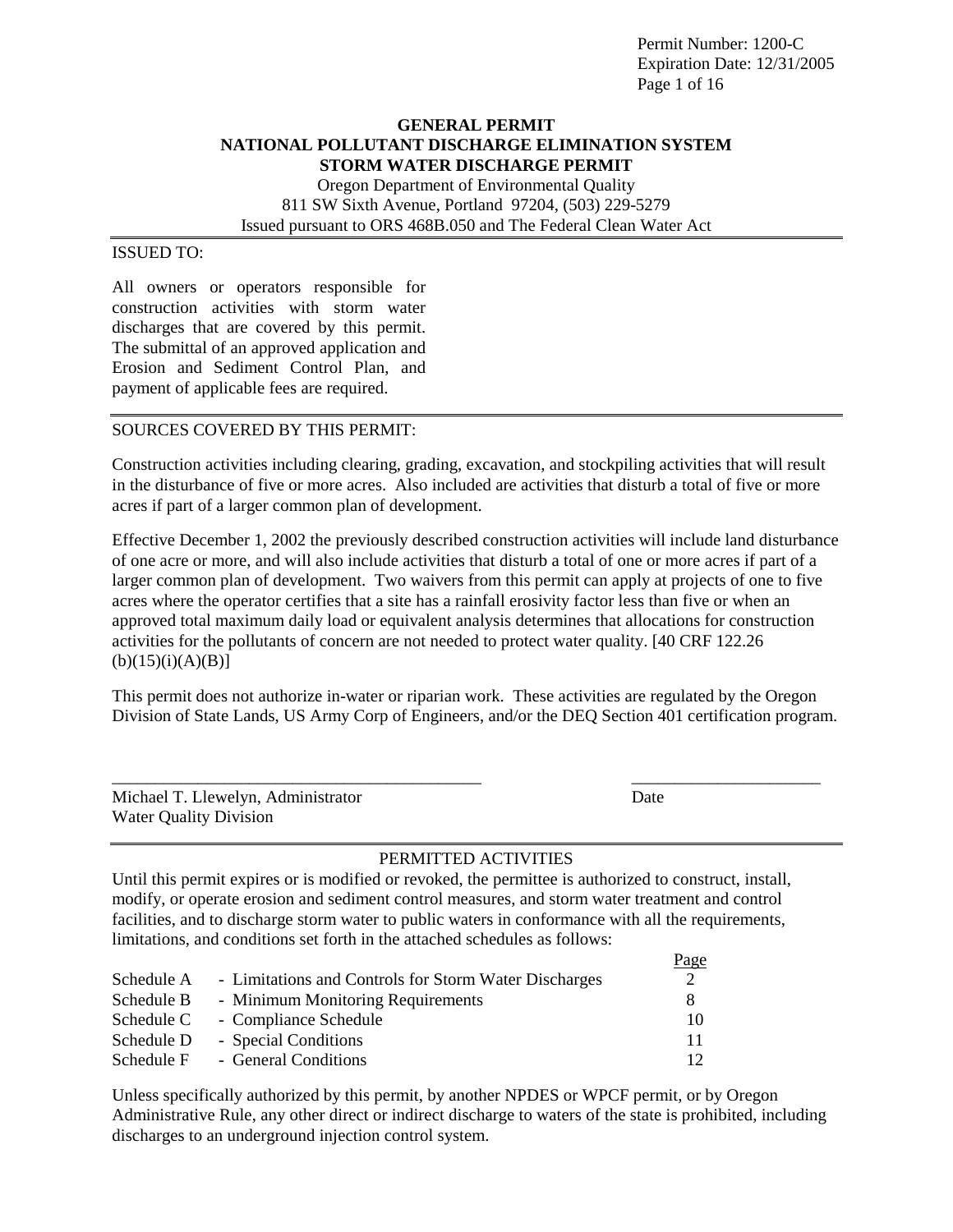Permit Number: 1200-C
Expiration Date: 12/31/2005

# GENERAL PERMIT
# NATIONAL POLLUTANT DISCHARGE ELIMINATION SYSTEM
# STORM WATER DISCHARGE PERMIT

Oregon Department of Environmental Quality
811 SW Sixth Avenue, Portland 97204, (503) 229-5279
Issued pursuant to ORS 468B.050 and The Federal Clean Water Act

ISSUED TO:

All owners or operators responsible for construction activities with storm water discharges that are covered by this permit. The submittal of an approved application and Erosion and Sediment Control Plan, and payment of applicable fees are required.

SOURCES COVERED BY THIS PERMIT:

Construction activities including clearing, grading, excavation, and stockpiling activities that will result in the disturbance of five or more acres. Also included are activities that disturb a total of five or more acres if part of a larger common plan of development.

Effective December 1, 2002 the previously described construction activities will include land disturbance of one acre or more, and will also include activities that disturb a total of one or more acres if part of a larger common plan of development. Two waivers from this permit can apply at projects of one to five acres where the operator certifies that a site has a rainfall erosivity factor less than five or when an approved total maximum daily load or equivalent analysis determines that allocations for construction activities for the pollutants of concern are not needed to protect water quality. [40 CRF 122.26 (b)(15)(i)(A)(B)]

This permit does not authorize in-water or riparian work. These activities are regulated by the Oregon Division of State Lands, US Army Corp of Engineers, and/or the DEQ Section 401 certification program.

______________________________________________ ______________________

Michael T. Llewelyn, Administrator Date
Water Quality Division

PERMITTED ACTIVITIES

Until this permit expires or is modified or revoked, the permittee is authorized to construct, install, modify, or operate erosion and sediment control measures, and storm water treatment and control facilities, and to discharge storm water to public waters in conformance with all the requirements, limitations, and conditions set forth in the attached schedules as follows:

| | | Page |
|---|---|---|
| Schedule A | - Limitations and Controls for Storm Water Discharges | 2 |
| Schedule B | - Minimum Monitoring Requirements | 8 |
| Schedule C | - Compliance Schedule | 10 |
| Schedule D | - Special Conditions | 11 |
| Schedule F | - General Conditions | 12 |

Unless specifically authorized by this permit, by another NPDES or WPCF permit, or by Oregon Administrative Rule, any other direct or indirect discharge to waters of the state is prohibited, including discharges to an underground injection control system.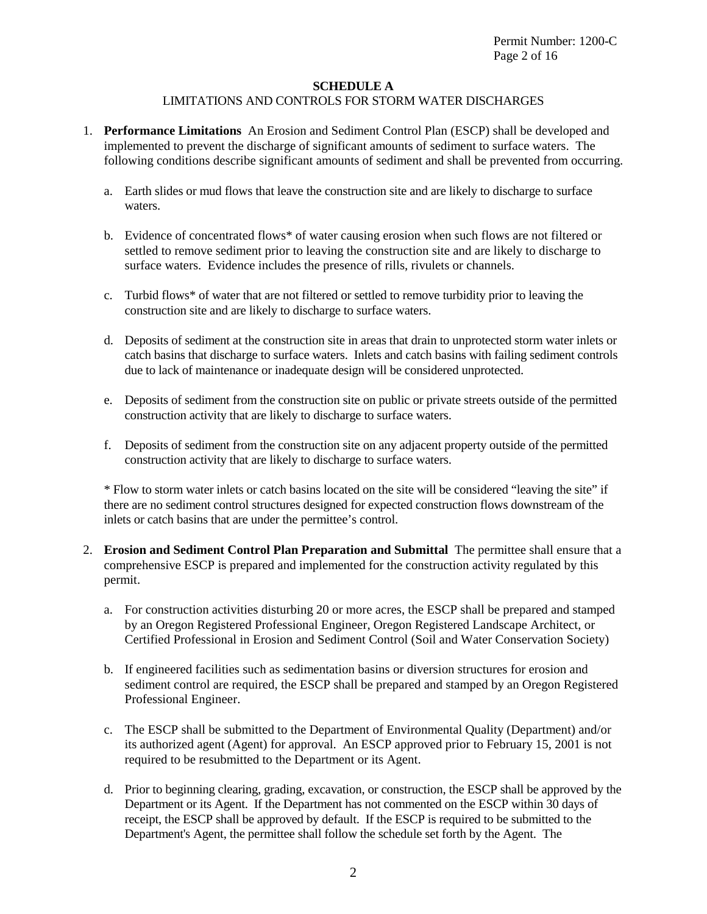## SCHEDULE A

### LIMITATIONS AND CONTROLS FOR STORM WATER DISCHARGES

1. **Performance Limitations** An Erosion and Sediment Control Plan (ESCP) shall be developed and implemented to prevent the discharge of significant amounts of sediment to surface waters. The following conditions describe significant amounts of sediment and shall be prevented from occurring.

   a. Earth slides or mud flows that leave the construction site and are likely to discharge to surface waters.

   b. Evidence of concentrated flows* of water causing erosion when such flows are not filtered or settled to remove sediment prior to leaving the construction site and are likely to discharge to surface waters. Evidence includes the presence of rills, rivulets or channels.

   c. Turbid flows* of water that are not filtered or settled to remove turbidity prior to leaving the construction site and are likely to discharge to surface waters.

   d. Deposits of sediment at the construction site in areas that drain to unprotected storm water inlets or catch basins that discharge to surface waters. Inlets and catch basins with failing sediment controls due to lack of maintenance or inadequate design will be considered unprotected.

   e. Deposits of sediment from the construction site on public or private streets outside of the permitted construction activity that are likely to discharge to surface waters.

   f. Deposits of sediment from the construction site on any adjacent property outside of the permitted construction activity that are likely to discharge to surface waters.

   * Flow to storm water inlets or catch basins located on the site will be considered "leaving the site" if there are no sediment control structures designed for expected construction flows downstream of the inlets or catch basins that are under the permittee's control.

2. **Erosion and Sediment Control Plan Preparation and Submittal** The permittee shall ensure that a comprehensive ESCP is prepared and implemented for the construction activity regulated by this permit.

   a. For construction activities disturbing 20 or more acres, the ESCP shall be prepared and stamped by an Oregon Registered Professional Engineer, Oregon Registered Landscape Architect, or Certified Professional in Erosion and Sediment Control (Soil and Water Conservation Society)

   b. If engineered facilities such as sedimentation basins or diversion structures for erosion and sediment control are required, the ESCP shall be prepared and stamped by an Oregon Registered Professional Engineer.

   c. The ESCP shall be submitted to the Department of Environmental Quality (Department) and/or its authorized agent (Agent) for approval. An ESCP approved prior to February 15, 2001 is not required to be resubmitted to the Department or its Agent.

   d. Prior to beginning clearing, grading, excavation, or construction, the ESCP shall be approved by the Department or its Agent. If the Department has not commented on the ESCP within 30 days of receipt, the ESCP shall be approved by default. If the ESCP is required to be submitted to the Department's Agent, the permittee shall follow the schedule set forth by the Agent. The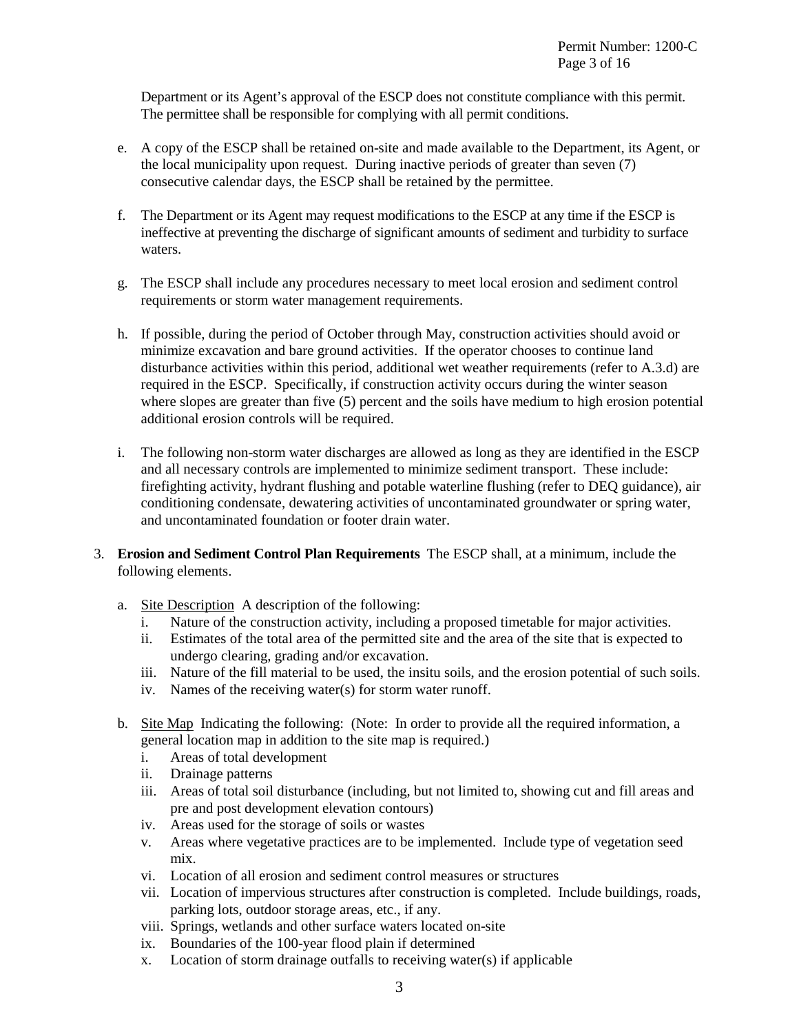Department or its Agent's approval of the ESCP does not constitute compliance with this permit. The permittee shall be responsible for complying with all permit conditions.

e. A copy of the ESCP shall be retained on-site and made available to the Department, its Agent, or the local municipality upon request. During inactive periods of greater than seven (7) consecutive calendar days, the ESCP shall be retained by the permittee.

f. The Department or its Agent may request modifications to the ESCP at any time if the ESCP is ineffective at preventing the discharge of significant amounts of sediment and turbidity to surface waters.

g. The ESCP shall include any procedures necessary to meet local erosion and sediment control requirements or storm water management requirements.

h. If possible, during the period of October through May, construction activities should avoid or minimize excavation and bare ground activities. If the operator chooses to continue land disturbance activities within this period, additional wet weather requirements (refer to A.3.d) are required in the ESCP. Specifically, if construction activity occurs during the winter season where slopes are greater than five (5) percent and the soils have medium to high erosion potential additional erosion controls will be required.

i. The following non-storm water discharges are allowed as long as they are identified in the ESCP and all necessary controls are implemented to minimize sediment transport. These include: firefighting activity, hydrant flushing and potable waterline flushing (refer to DEQ guidance), air conditioning condensate, dewatering activities of uncontaminated groundwater or spring water, and uncontaminated foundation or footer drain water.

3. **Erosion and Sediment Control Plan Requirements** The ESCP shall, at a minimum, include the following elements.

   a. Site Description A description of the following:
      i. Nature of the construction activity, including a proposed timetable for major activities.
      ii. Estimates of the total area of the permitted site and the area of the site that is expected to undergo clearing, grading and/or excavation.
      iii. Nature of the fill material to be used, the insitu soils, and the erosion potential of such soils.
      iv. Names of the receiving water(s) for storm water runoff.

   b. Site Map Indicating the following: (Note: In order to provide all the required information, a general location map in addition to the site map is required.)
      i. Areas of total development
      ii. Drainage patterns
      iii. Areas of total soil disturbance (including, but not limited to, showing cut and fill areas and pre and post development elevation contours)
      iv. Areas used for the storage of soils or wastes
      v. Areas where vegetative practices are to be implemented. Include type of vegetation seed mix.
      vi. Location of all erosion and sediment control measures or structures
      vii. Location of impervious structures after construction is completed. Include buildings, roads, parking lots, outdoor storage areas, etc., if any.
      viii. Springs, wetlands and other surface waters located on-site
      ix. Boundaries of the 100-year flood plain if determined
      x. Location of storm drainage outfalls to receiving water(s) if applicable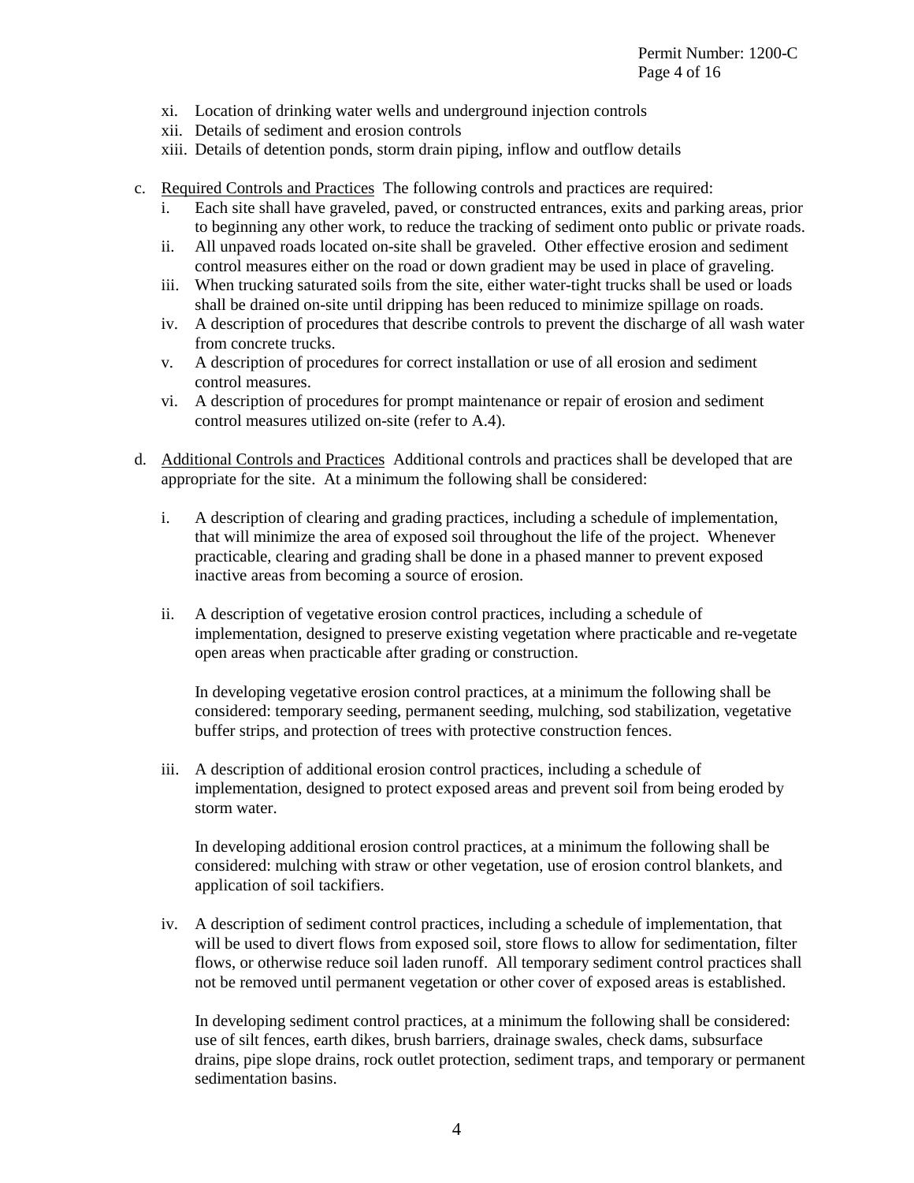xi. Location of drinking water wells and underground injection controls
xii. Details of sediment and erosion controls
xiii. Details of detention ponds, storm drain piping, inflow and outflow details

c. Required Controls and Practices  The following controls and practices are required:
   i. Each site shall have graveled, paved, or constructed entrances, exits and parking areas, prior to beginning any other work, to reduce the tracking of sediment onto public or private roads.
   ii. All unpaved roads located on-site shall be graveled. Other effective erosion and sediment control measures either on the road or down gradient may be used in place of graveling.
   iii. When trucking saturated soils from the site, either water-tight trucks shall be used or loads shall be drained on-site until dripping has been reduced to minimize spillage on roads.
   iv. A description of procedures that describe controls to prevent the discharge of all wash water from concrete trucks.
   v. A description of procedures for correct installation or use of all erosion and sediment control measures.
   vi. A description of procedures for prompt maintenance or repair of erosion and sediment control measures utilized on-site (refer to A.4).

d. Additional Controls and Practices  Additional controls and practices shall be developed that are appropriate for the site. At a minimum the following shall be considered:

   i. A description of clearing and grading practices, including a schedule of implementation, that will minimize the area of exposed soil throughout the life of the project. Whenever practicable, clearing and grading shall be done in a phased manner to prevent exposed inactive areas from becoming a source of erosion.

   ii. A description of vegetative erosion control practices, including a schedule of implementation, designed to preserve existing vegetation where practicable and re-vegetate open areas when practicable after grading or construction.

      In developing vegetative erosion control practices, at a minimum the following shall be considered: temporary seeding, permanent seeding, mulching, sod stabilization, vegetative buffer strips, and protection of trees with protective construction fences.

   iii. A description of additional erosion control practices, including a schedule of implementation, designed to protect exposed areas and prevent soil from being eroded by storm water.

      In developing additional erosion control practices, at a minimum the following shall be considered: mulching with straw or other vegetation, use of erosion control blankets, and application of soil tackifiers.

   iv. A description of sediment control practices, including a schedule of implementation, that will be used to divert flows from exposed soil, store flows to allow for sedimentation, filter flows, or otherwise reduce soil laden runoff. All temporary sediment control practices shall not be removed until permanent vegetation or other cover of exposed areas is established.

      In developing sediment control practices, at a minimum the following shall be considered: use of silt fences, earth dikes, brush barriers, drainage swales, check dams, subsurface drains, pipe slope drains, rock outlet protection, sediment traps, and temporary or permanent sedimentation basins.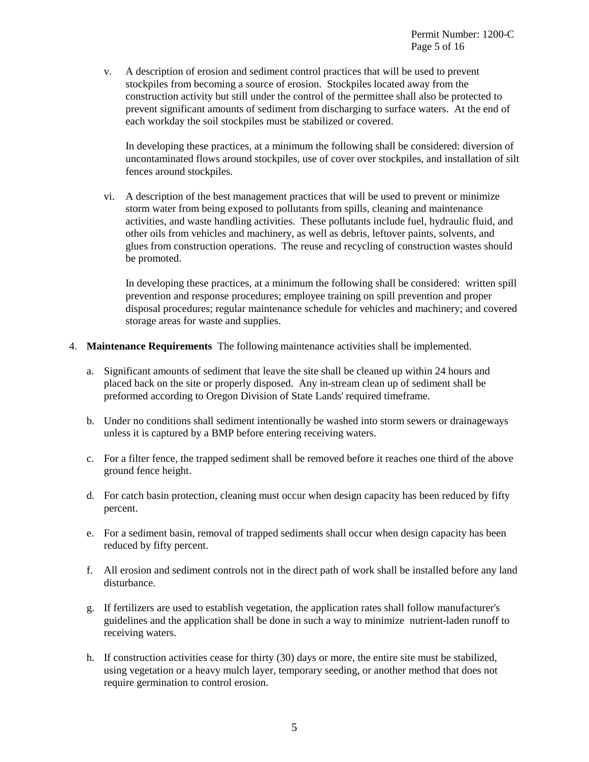v. A description of erosion and sediment control practices that will be used to prevent stockpiles from becoming a source of erosion. Stockpiles located away from the construction activity but still under the control of the permittee shall also be protected to prevent significant amounts of sediment from discharging to surface waters. At the end of each workday the soil stockpiles must be stabilized or covered.

   In developing these practices, at a minimum the following shall be considered: diversion of uncontaminated flows around stockpiles, use of cover over stockpiles, and installation of silt fences around stockpiles.

vi. A description of the best management practices that will be used to prevent or minimize storm water from being exposed to pollutants from spills, cleaning and maintenance activities, and waste handling activities. These pollutants include fuel, hydraulic fluid, and other oils from vehicles and machinery, as well as debris, leftover paints, solvents, and glues from construction operations. The reuse and recycling of construction wastes should be promoted.

   In developing these practices, at a minimum the following shall be considered: written spill prevention and response procedures; employee training on spill prevention and proper disposal procedures; regular maintenance schedule for vehicles and machinery; and covered storage areas for waste and supplies.

4. **Maintenance Requirements** The following maintenance activities shall be implemented.

   a. Significant amounts of sediment that leave the site shall be cleaned up within 24 hours and placed back on the site or properly disposed. Any in-stream clean up of sediment shall be preformed according to Oregon Division of State Lands' required timeframe.

   b. Under no conditions shall sediment intentionally be washed into storm sewers or drainageways unless it is captured by a BMP before entering receiving waters.

   c. For a filter fence, the trapped sediment shall be removed before it reaches one third of the above ground fence height.

   d. For catch basin protection, cleaning must occur when design capacity has been reduced by fifty percent.

   e. For a sediment basin, removal of trapped sediments shall occur when design capacity has been reduced by fifty percent.

   f. All erosion and sediment controls not in the direct path of work shall be installed before any land disturbance.

   g. If fertilizers are used to establish vegetation, the application rates shall follow manufacturer's guidelines and the application shall be done in such a way to minimize nutrient-laden runoff to receiving waters.

   h. If construction activities cease for thirty (30) days or more, the entire site must be stabilized, using vegetation or a heavy mulch layer, temporary seeding, or another method that does not require germination to control erosion.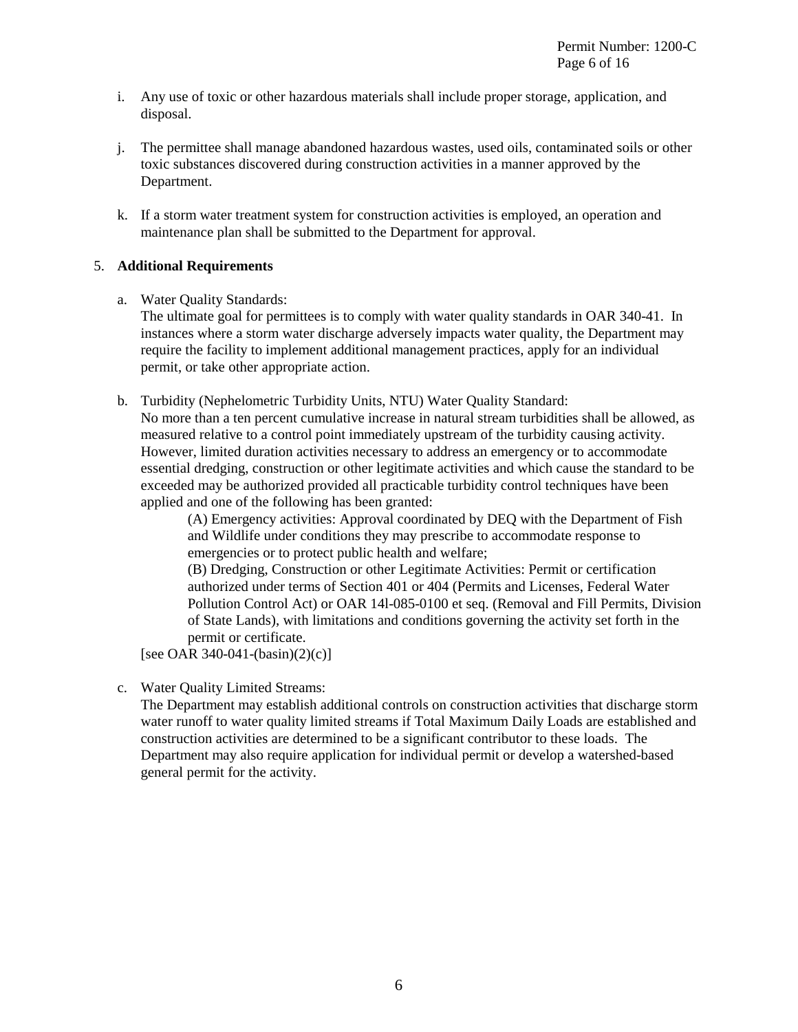i. Any use of toxic or other hazardous materials shall include proper storage, application, and disposal.

j. The permittee shall manage abandoned hazardous wastes, used oils, contaminated soils or other toxic substances discovered during construction activities in a manner approved by the Department.

k. If a storm water treatment system for construction activities is employed, an operation and maintenance plan shall be submitted to the Department for approval.

5. **Additional Requirements**

   a. Water Quality Standards:
   The ultimate goal for permittees is to comply with water quality standards in OAR 340-41. In instances where a storm water discharge adversely impacts water quality, the Department may require the facility to implement additional management practices, apply for an individual permit, or take other appropriate action.

   b. Turbidity (Nephelometric Turbidity Units, NTU) Water Quality Standard:
   No more than a ten percent cumulative increase in natural stream turbidities shall be allowed, as measured relative to a control point immediately upstream of the turbidity causing activity. However, limited duration activities necessary to address an emergency or to accommodate essential dredging, construction or other legitimate activities and which cause the standard to be exceeded may be authorized provided all practicable turbidity control techniques have been applied and one of the following has been granted:

      (A) Emergency activities: Approval coordinated by DEQ with the Department of Fish and Wildlife under conditions they may prescribe to accommodate response to emergencies or to protect public health and welfare;

      (B) Dredging, Construction or other Legitimate Activities: Permit or certification authorized under terms of Section 401 or 404 (Permits and Licenses, Federal Water Pollution Control Act) or OAR 14l-085-0100 et seq. (Removal and Fill Permits, Division of State Lands), with limitations and conditions governing the activity set forth in the permit or certificate.

   [see OAR 340-041-(basin)(2)(c)]

   c. Water Quality Limited Streams:
   The Department may establish additional controls on construction activities that discharge storm water runoff to water quality limited streams if Total Maximum Daily Loads are established and construction activities are determined to be a significant contributor to these loads. The Department may also require application for individual permit or develop a watershed-based general permit for the activity.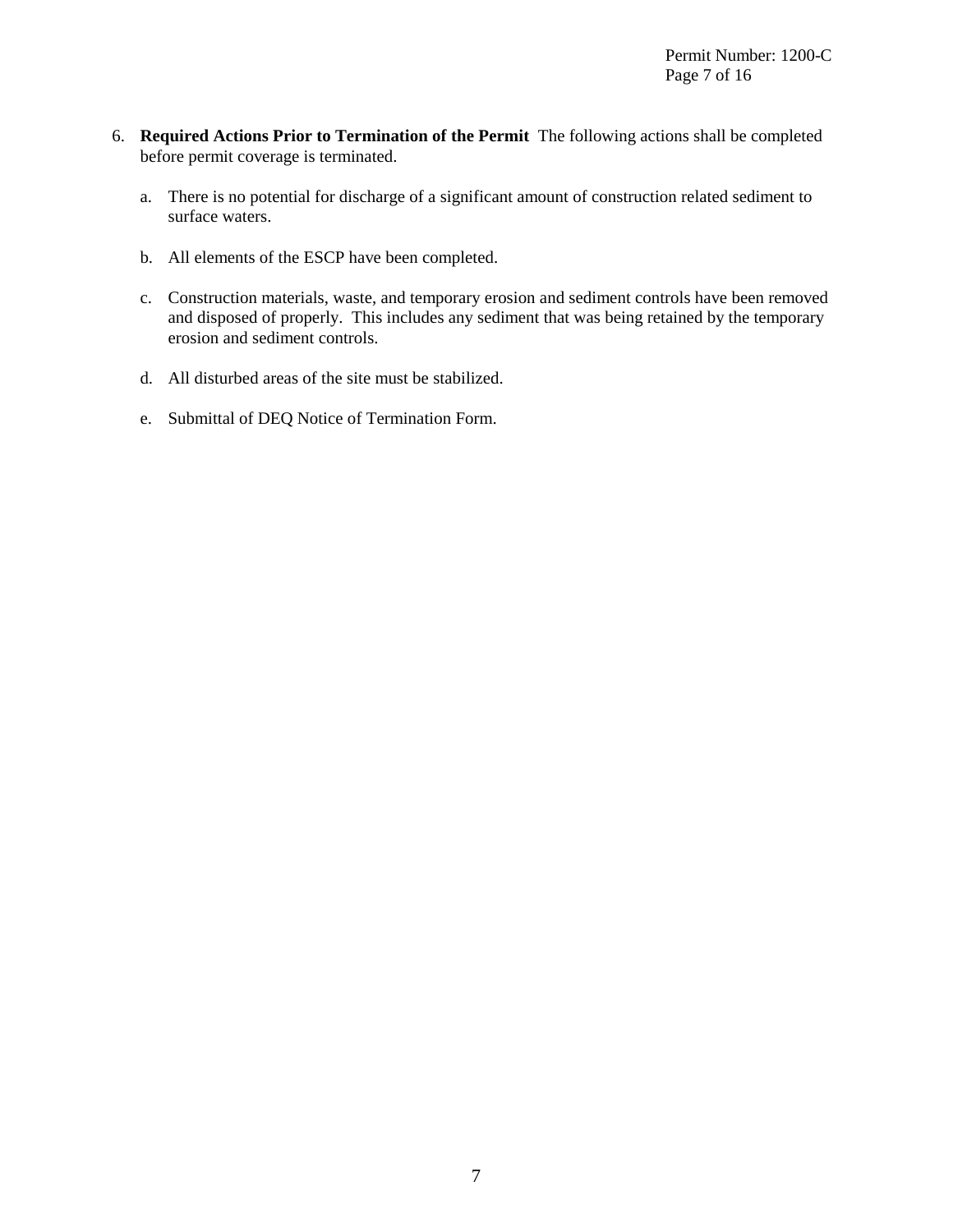6. **Required Actions Prior to Termination of the Permit** The following actions shall be completed before permit coverage is terminated.

   a. There is no potential for discharge of a significant amount of construction related sediment to surface waters.

   b. All elements of the ESCP have been completed.

   c. Construction materials, waste, and temporary erosion and sediment controls have been removed and disposed of properly. This includes any sediment that was being retained by the temporary erosion and sediment controls.

   d. All disturbed areas of the site must be stabilized.

   e. Submittal of DEQ Notice of Termination Form.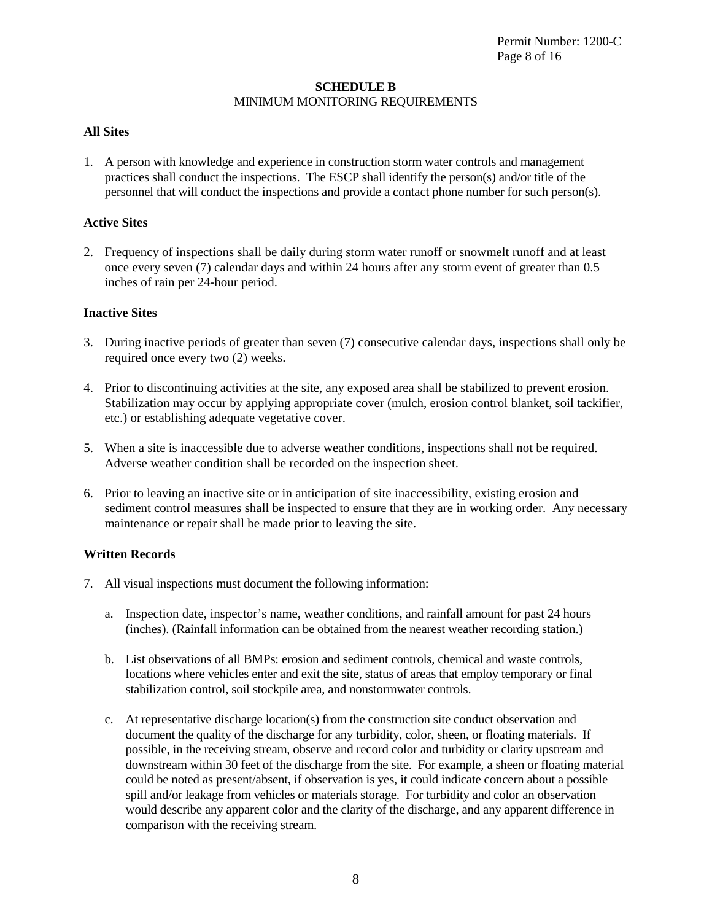## SCHEDULE B
MINIMUM MONITORING REQUIREMENTS

**All Sites**

1. A person with knowledge and experience in construction storm water controls and management practices shall conduct the inspections. The ESCP shall identify the person(s) and/or title of the personnel that will conduct the inspections and provide a contact phone number for such person(s).

**Active Sites**

2. Frequency of inspections shall be daily during storm water runoff or snowmelt runoff and at least once every seven (7) calendar days and within 24 hours after any storm event of greater than 0.5 inches of rain per 24-hour period.

**Inactive Sites**

3. During inactive periods of greater than seven (7) consecutive calendar days, inspections shall only be required once every two (2) weeks.

4. Prior to discontinuing activities at the site, any exposed area shall be stabilized to prevent erosion. Stabilization may occur by applying appropriate cover (mulch, erosion control blanket, soil tackifier, etc.) or establishing adequate vegetative cover.

5. When a site is inaccessible due to adverse weather conditions, inspections shall not be required. Adverse weather condition shall be recorded on the inspection sheet.

6. Prior to leaving an inactive site or in anticipation of site inaccessibility, existing erosion and sediment control measures shall be inspected to ensure that they are in working order. Any necessary maintenance or repair shall be made prior to leaving the site.

**Written Records**

7. All visual inspections must document the following information:

   a. Inspection date, inspector's name, weather conditions, and rainfall amount for past 24 hours (inches). (Rainfall information can be obtained from the nearest weather recording station.)

   b. List observations of all BMPs: erosion and sediment controls, chemical and waste controls, locations where vehicles enter and exit the site, status of areas that employ temporary or final stabilization control, soil stockpile area, and nonstormwater controls.

   c. At representative discharge location(s) from the construction site conduct observation and document the quality of the discharge for any turbidity, color, sheen, or floating materials. If possible, in the receiving stream, observe and record color and turbidity or clarity upstream and downstream within 30 feet of the discharge from the site. For example, a sheen or floating material could be noted as present/absent, if observation is yes, it could indicate concern about a possible spill and/or leakage from vehicles or materials storage. For turbidity and color an observation would describe any apparent color and the clarity of the discharge, and any apparent difference in comparison with the receiving stream.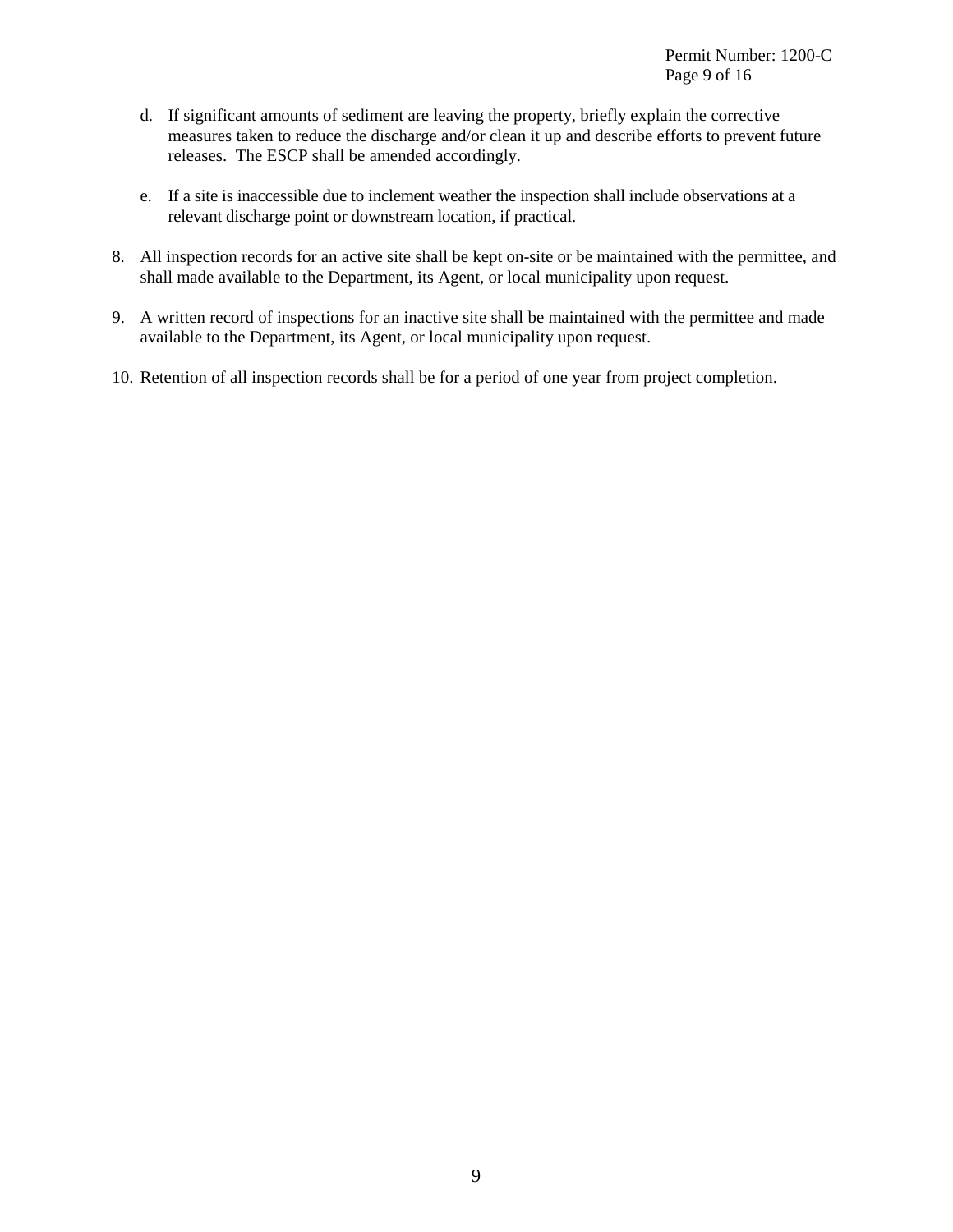d. If significant amounts of sediment are leaving the property, briefly explain the corrective measures taken to reduce the discharge and/or clean it up and describe efforts to prevent future releases. The ESCP shall be amended accordingly.

e. If a site is inaccessible due to inclement weather the inspection shall include observations at a relevant discharge point or downstream location, if practical.

8. All inspection records for an active site shall be kept on-site or be maintained with the permittee, and shall made available to the Department, its Agent, or local municipality upon request.

9. A written record of inspections for an inactive site shall be maintained with the permittee and made available to the Department, its Agent, or local municipality upon request.

10. Retention of all inspection records shall be for a period of one year from project completion.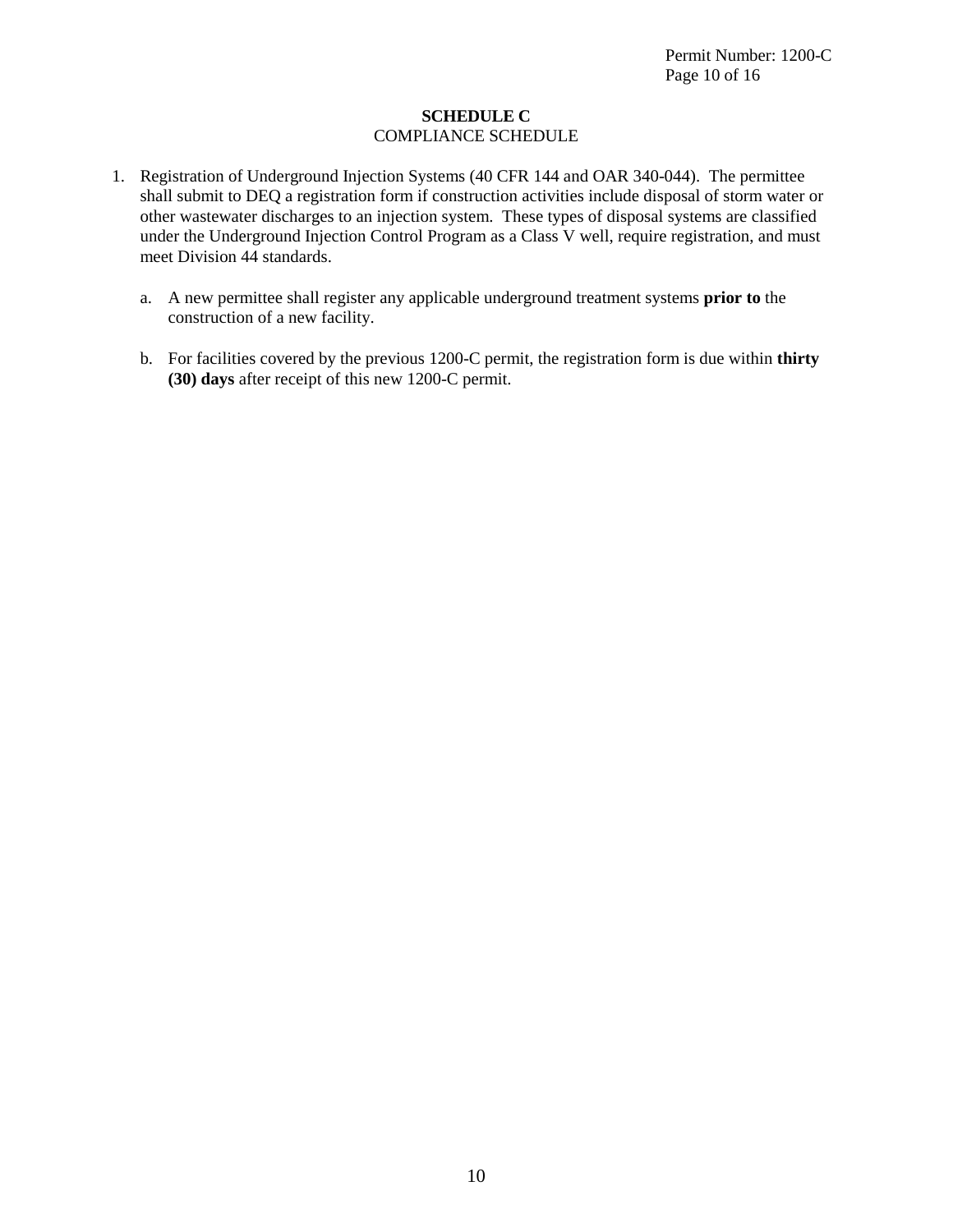# SCHEDULE C

## COMPLIANCE SCHEDULE

1. Registration of Underground Injection Systems (40 CFR 144 and OAR 340-044). The permittee shall submit to DEQ a registration form if construction activities include disposal of storm water or other wastewater discharges to an injection system. These types of disposal systems are classified under the Underground Injection Control Program as a Class V well, require registration, and must meet Division 44 standards.

   a. A new permittee shall register any applicable underground treatment systems **prior to** the construction of a new facility.

   b. For facilities covered by the previous 1200-C permit, the registration form is due within **thirty (30) days** after receipt of this new 1200-C permit.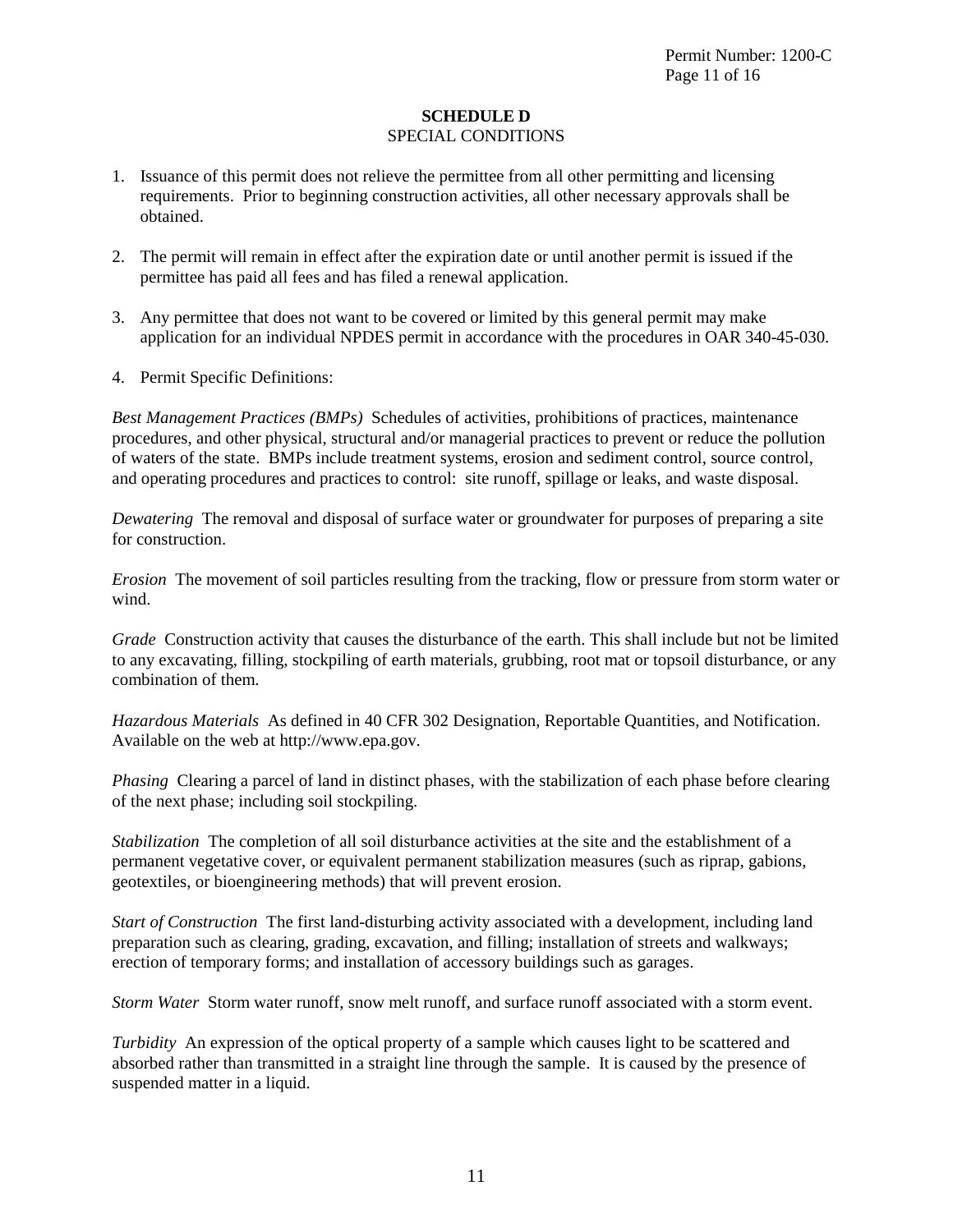## SCHEDULE D

SPECIAL CONDITIONS

1. Issuance of this permit does not relieve the permittee from all other permitting and licensing requirements. Prior to beginning construction activities, all other necessary approvals shall be obtained.

2. The permit will remain in effect after the expiration date or until another permit is issued if the permittee has paid all fees and has filed a renewal application.

3. Any permittee that does not want to be covered or limited by this general permit may make application for an individual NPDES permit in accordance with the procedures in OAR 340-45-030.

4. Permit Specific Definitions:

*Best Management Practices (BMPs)* Schedules of activities, prohibitions of practices, maintenance procedures, and other physical, structural and/or managerial practices to prevent or reduce the pollution of waters of the state. BMPs include treatment systems, erosion and sediment control, source control, and operating procedures and practices to control: site runoff, spillage or leaks, and waste disposal.

*Dewatering* The removal and disposal of surface water or groundwater for purposes of preparing a site for construction.

*Erosion* The movement of soil particles resulting from the tracking, flow or pressure from storm water or wind.

*Grade* Construction activity that causes the disturbance of the earth. This shall include but not be limited to any excavating, filling, stockpiling of earth materials, grubbing, root mat or topsoil disturbance, or any combination of them.

*Hazardous Materials* As defined in 40 CFR 302 Designation, Reportable Quantities, and Notification. Available on the web at http://www.epa.gov.

*Phasing* Clearing a parcel of land in distinct phases, with the stabilization of each phase before clearing of the next phase; including soil stockpiling.

*Stabilization* The completion of all soil disturbance activities at the site and the establishment of a permanent vegetative cover, or equivalent permanent stabilization measures (such as riprap, gabions, geotextiles, or bioengineering methods) that will prevent erosion.

*Start of Construction* The first land-disturbing activity associated with a development, including land preparation such as clearing, grading, excavation, and filling; installation of streets and walkways; erection of temporary forms; and installation of accessory buildings such as garages.

*Storm Water* Storm water runoff, snow melt runoff, and surface runoff associated with a storm event.

*Turbidity* An expression of the optical property of a sample which causes light to be scattered and absorbed rather than transmitted in a straight line through the sample. It is caused by the presence of suspended matter in a liquid.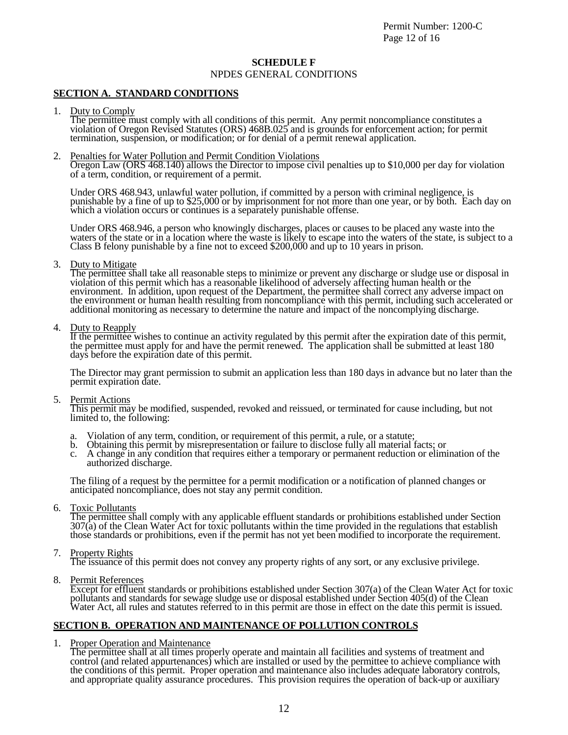**SCHEDULE F**

NPDES GENERAL CONDITIONS

## SECTION A. STANDARD CONDITIONS

1. Duty to Comply

   The permittee must comply with all conditions of this permit. Any permit noncompliance constitutes a violation of Oregon Revised Statutes (ORS) 468B.025 and is grounds for enforcement action; for permit termination, suspension, or modification; or for denial of a permit renewal application.

2. Penalties for Water Pollution and Permit Condition Violations

   Oregon Law (ORS 468.140) allows the Director to impose civil penalties up to $10,000 per day for violation of a term, condition, or requirement of a permit.

   Under ORS 468.943, unlawful water pollution, if committed by a person with criminal negligence, is punishable by a fine of up to $25,000 or by imprisonment for not more than one year, or by both. Each day on which a violation occurs or continues is a separately punishable offense.

   Under ORS 468.946, a person who knowingly discharges, places or causes to be placed any waste into the waters of the state or in a location where the waste is likely to escape into the waters of the state, is subject to a Class B felony punishable by a fine not to exceed $200,000 and up to 10 years in prison.

3. Duty to Mitigate

   The permittee shall take all reasonable steps to minimize or prevent any discharge or sludge use or disposal in violation of this permit which has a reasonable likelihood of adversely affecting human health or the environment. In addition, upon request of the Department, the permittee shall correct any adverse impact on the environment or human health resulting from noncompliance with this permit, including such accelerated or additional monitoring as necessary to determine the nature and impact of the noncomplying discharge.

4. Duty to Reapply

   If the permittee wishes to continue an activity regulated by this permit after the expiration date of this permit, the permittee must apply for and have the permit renewed. The application shall be submitted at least 180 days before the expiration date of this permit.

   The Director may grant permission to submit an application less than 180 days in advance but no later than the permit expiration date.

5. Permit Actions

   This permit may be modified, suspended, revoked and reissued, or terminated for cause including, but not limited to, the following:

   a. Violation of any term, condition, or requirement of this permit, a rule, or a statute;
   b. Obtaining this permit by misrepresentation or failure to disclose fully all material facts; or
   c. A change in any condition that requires either a temporary or permanent reduction or elimination of the authorized discharge.

   The filing of a request by the permittee for a permit modification or a notification of planned changes or anticipated noncompliance, does not stay any permit condition.

6. Toxic Pollutants

   The permittee shall comply with any applicable effluent standards or prohibitions established under Section 307(a) of the Clean Water Act for toxic pollutants within the time provided in the regulations that establish those standards or prohibitions, even if the permit has not yet been modified to incorporate the requirement.

7. Property Rights

   The issuance of this permit does not convey any property rights of any sort, or any exclusive privilege.

8. Permit References

   Except for effluent standards or prohibitions established under Section 307(a) of the Clean Water Act for toxic pollutants and standards for sewage sludge use or disposal established under Section 405(d) of the Clean Water Act, all rules and statutes referred to in this permit are those in effect on the date this permit is issued.

## SECTION B. OPERATION AND MAINTENANCE OF POLLUTION CONTROLS

1. Proper Operation and Maintenance

   The permittee shall at all times properly operate and maintain all facilities and systems of treatment and control (and related appurtenances) which are installed or used by the permittee to achieve compliance with the conditions of this permit. Proper operation and maintenance also includes adequate laboratory controls, and appropriate quality assurance procedures. This provision requires the operation of back-up or auxiliary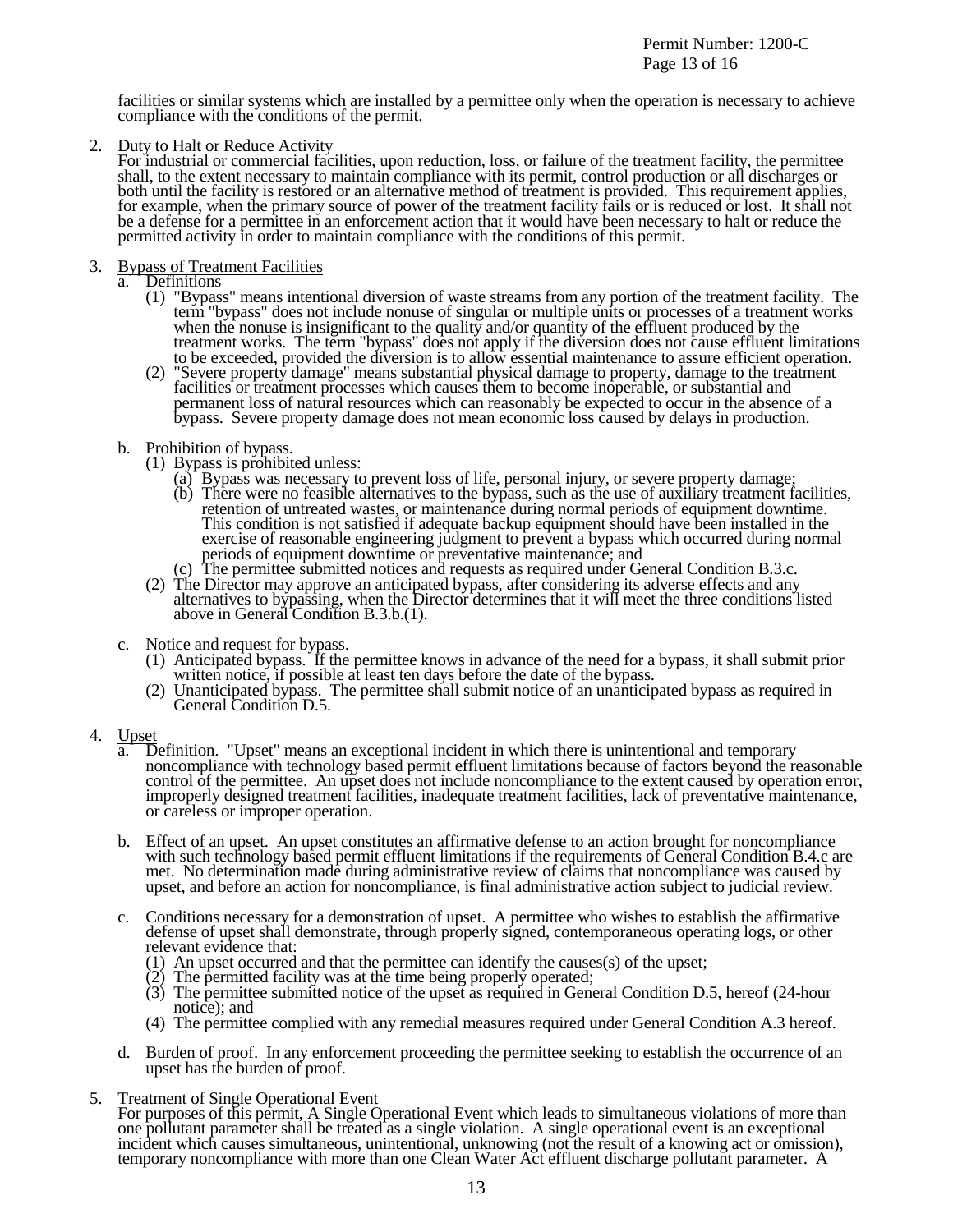facilities or similar systems which are installed by a permittee only when the operation is necessary to achieve compliance with the conditions of the permit.

2. Duty to Halt or Reduce Activity
   For industrial or commercial facilities, upon reduction, loss, or failure of the treatment facility, the permittee shall, to the extent necessary to maintain compliance with its permit, control production or all discharges or both until the facility is restored or an alternative method of treatment is provided. This requirement applies, for example, when the primary source of power of the treatment facility fails or is reduced or lost. It shall not be a defense for a permittee in an enforcement action that it would have been necessary to halt or reduce the permitted activity in order to maintain compliance with the conditions of this permit.

3. Bypass of Treatment Facilities
   a. Definitions
      (1) "Bypass" means intentional diversion of waste streams from any portion of the treatment facility. The term "bypass" does not include nonuse of singular or multiple units or processes of a treatment works when the nonuse is insignificant to the quality and/or quantity of the effluent produced by the treatment works. The term "bypass" does not apply if the diversion does not cause effluent limitations to be exceeded, provided the diversion is to allow essential maintenance to assure efficient operation.
      (2) "Severe property damage" means substantial physical damage to property, damage to the treatment facilities or treatment processes which causes them to become inoperable, or substantial and permanent loss of natural resources which can reasonably be expected to occur in the absence of a bypass. Severe property damage does not mean economic loss caused by delays in production.

   b. Prohibition of bypass.
      (1) Bypass is prohibited unless:
         (a) Bypass was necessary to prevent loss of life, personal injury, or severe property damage;
         (b) There were no feasible alternatives to the bypass, such as the use of auxiliary treatment facilities, retention of untreated wastes, or maintenance during normal periods of equipment downtime. This condition is not satisfied if adequate backup equipment should have been installed in the exercise of reasonable engineering judgment to prevent a bypass which occurred during normal periods of equipment downtime or preventative maintenance; and
         (c) The permittee submitted notices and requests as required under General Condition B.3.c.
      (2) The Director may approve an anticipated bypass, after considering its adverse effects and any alternatives to bypassing, when the Director determines that it will meet the three conditions listed above in General Condition B.3.b.(1).

   c. Notice and request for bypass.
      (1) Anticipated bypass. If the permittee knows in advance of the need for a bypass, it shall submit prior written notice, if possible at least ten days before the date of the bypass.
      (2) Unanticipated bypass. The permittee shall submit notice of an unanticipated bypass as required in General Condition D.5.

4. Upset
   a. Definition. "Upset" means an exceptional incident in which there is unintentional and temporary noncompliance with technology based permit effluent limitations because of factors beyond the reasonable control of the permittee. An upset does not include noncompliance to the extent caused by operation error, improperly designed treatment facilities, inadequate treatment facilities, lack of preventative maintenance, or careless or improper operation.

   b. Effect of an upset. An upset constitutes an affirmative defense to an action brought for noncompliance with such technology based permit effluent limitations if the requirements of General Condition B.4.c are met. No determination made during administrative review of claims that noncompliance was caused by upset, and before an action for noncompliance, is final administrative action subject to judicial review.

   c. Conditions necessary for a demonstration of upset. A permittee who wishes to establish the affirmative defense of upset shall demonstrate, through properly signed, contemporaneous operating logs, or other relevant evidence that:
      (1) An upset occurred and that the permittee can identify the causes(s) of the upset;
      (2) The permitted facility was at the time being properly operated;
      (3) The permittee submitted notice of the upset as required in General Condition D.5, hereof (24-hour notice); and
      (4) The permittee complied with any remedial measures required under General Condition A.3 hereof.

   d. Burden of proof. In any enforcement proceeding the permittee seeking to establish the occurrence of an upset has the burden of proof.

5. Treatment of Single Operational Event
   For purposes of this permit, A Single Operational Event which leads to simultaneous violations of more than one pollutant parameter shall be treated as a single violation. A single operational event is an exceptional incident which causes simultaneous, unintentional, unknowing (not the result of a knowing act or omission), temporary noncompliance with more than one Clean Water Act effluent discharge pollutant parameter. A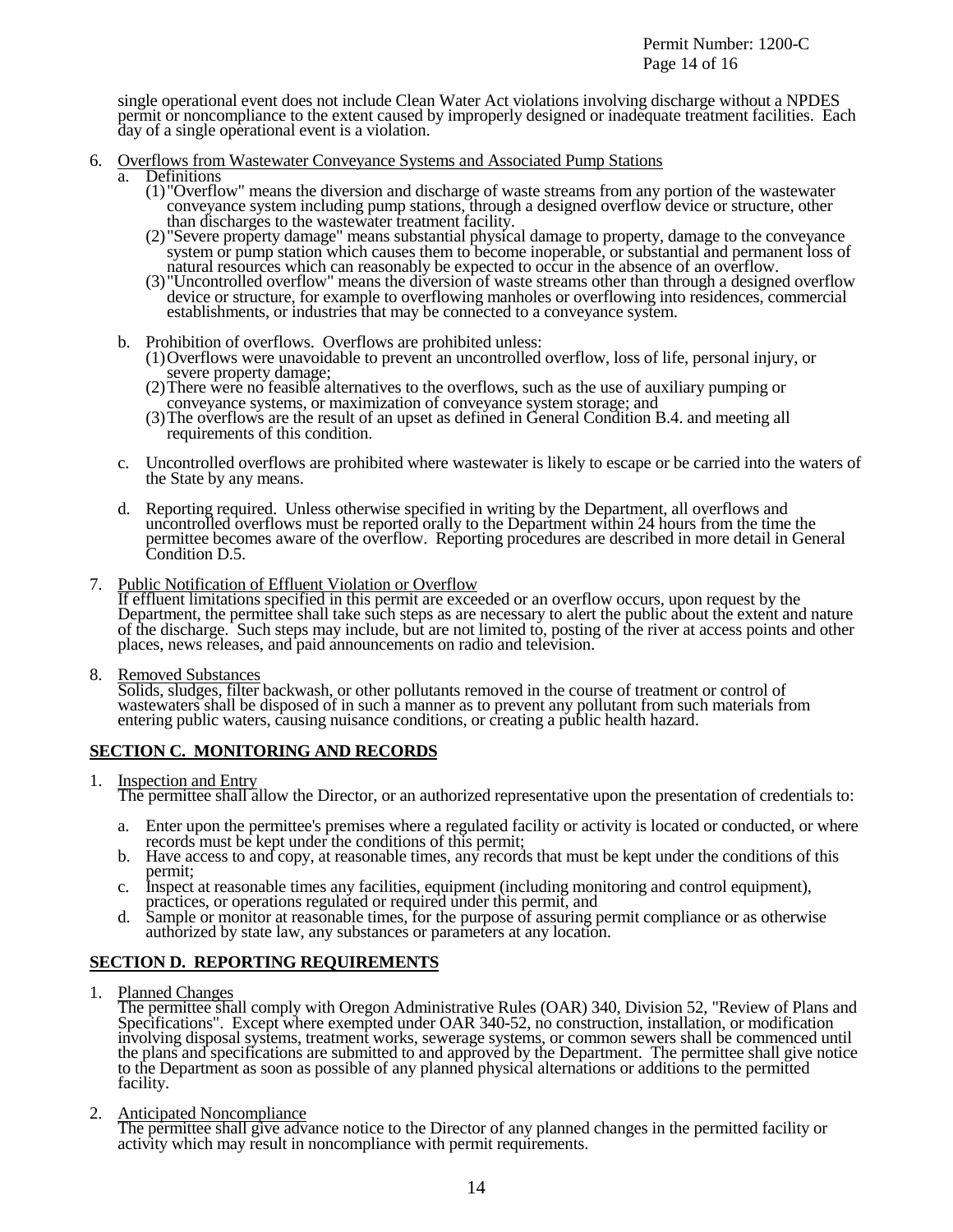single operational event does not include Clean Water Act violations involving discharge without a NPDES permit or noncompliance to the extent caused by improperly designed or inadequate treatment facilities. Each day of a single operational event is a violation.

6. Overflows from Wastewater Conveyance Systems and Associated Pump Stations
   a. Definitions
      (1) "Overflow" means the diversion and discharge of waste streams from any portion of the wastewater conveyance system including pump stations, through a designed overflow device or structure, other than discharges to the wastewater treatment facility.
      (2) "Severe property damage" means substantial physical damage to property, damage to the conveyance system or pump station which causes them to become inoperable, or substantial and permanent loss of natural resources which can reasonably be expected to occur in the absence of an overflow.
      (3) "Uncontrolled overflow" means the diversion of waste streams other than through a designed overflow device or structure, for example to overflowing manholes or overflowing into residences, commercial establishments, or industries that may be connected to a conveyance system.

   b. Prohibition of overflows. Overflows are prohibited unless:
      (1) Overflows were unavoidable to prevent an uncontrolled overflow, loss of life, personal injury, or severe property damage;
      (2) There were no feasible alternatives to the overflows, such as the use of auxiliary pumping or conveyance systems, or maximization of conveyance system storage; and
      (3) The overflows are the result of an upset as defined in General Condition B.4. and meeting all requirements of this condition.

   c. Uncontrolled overflows are prohibited where wastewater is likely to escape or be carried into the waters of the State by any means.

   d. Reporting required. Unless otherwise specified in writing by the Department, all overflows and uncontrolled overflows must be reported orally to the Department within 24 hours from the time the permittee becomes aware of the overflow. Reporting procedures are described in more detail in General Condition D.5.

7. Public Notification of Effluent Violation or Overflow
   If effluent limitations specified in this permit are exceeded or an overflow occurs, upon request by the Department, the permittee shall take such steps as are necessary to alert the public about the extent and nature of the discharge. Such steps may include, but are not limited to, posting of the river at access points and other places, news releases, and paid announcements on radio and television.

8. Removed Substances
   Solids, sludges, filter backwash, or other pollutants removed in the course of treatment or control of wastewaters shall be disposed of in such a manner as to prevent any pollutant from such materials from entering public waters, causing nuisance conditions, or creating a public health hazard.

## SECTION C. MONITORING AND RECORDS

1. Inspection and Entry
   The permittee shall allow the Director, or an authorized representative upon the presentation of credentials to:

   a. Enter upon the permittee's premises where a regulated facility or activity is located or conducted, or where records must be kept under the conditions of this permit;
   b. Have access to and copy, at reasonable times, any records that must be kept under the conditions of this permit;
   c. Inspect at reasonable times any facilities, equipment (including monitoring and control equipment), practices, or operations regulated or required under this permit, and
   d. Sample or monitor at reasonable times, for the purpose of assuring permit compliance or as otherwise authorized by state law, any substances or parameters at any location.

## SECTION D. REPORTING REQUIREMENTS

1. Planned Changes
   The permittee shall comply with Oregon Administrative Rules (OAR) 340, Division 52, "Review of Plans and Specifications". Except where exempted under OAR 340-52, no construction, installation, or modification involving disposal systems, treatment works, sewerage systems, or common sewers shall be commenced until the plans and specifications are submitted to and approved by the Department. The permittee shall give notice to the Department as soon as possible of any planned physical alternations or additions to the permitted facility.

2. Anticipated Noncompliance
   The permittee shall give advance notice to the Director of any planned changes in the permitted facility or activity which may result in noncompliance with permit requirements.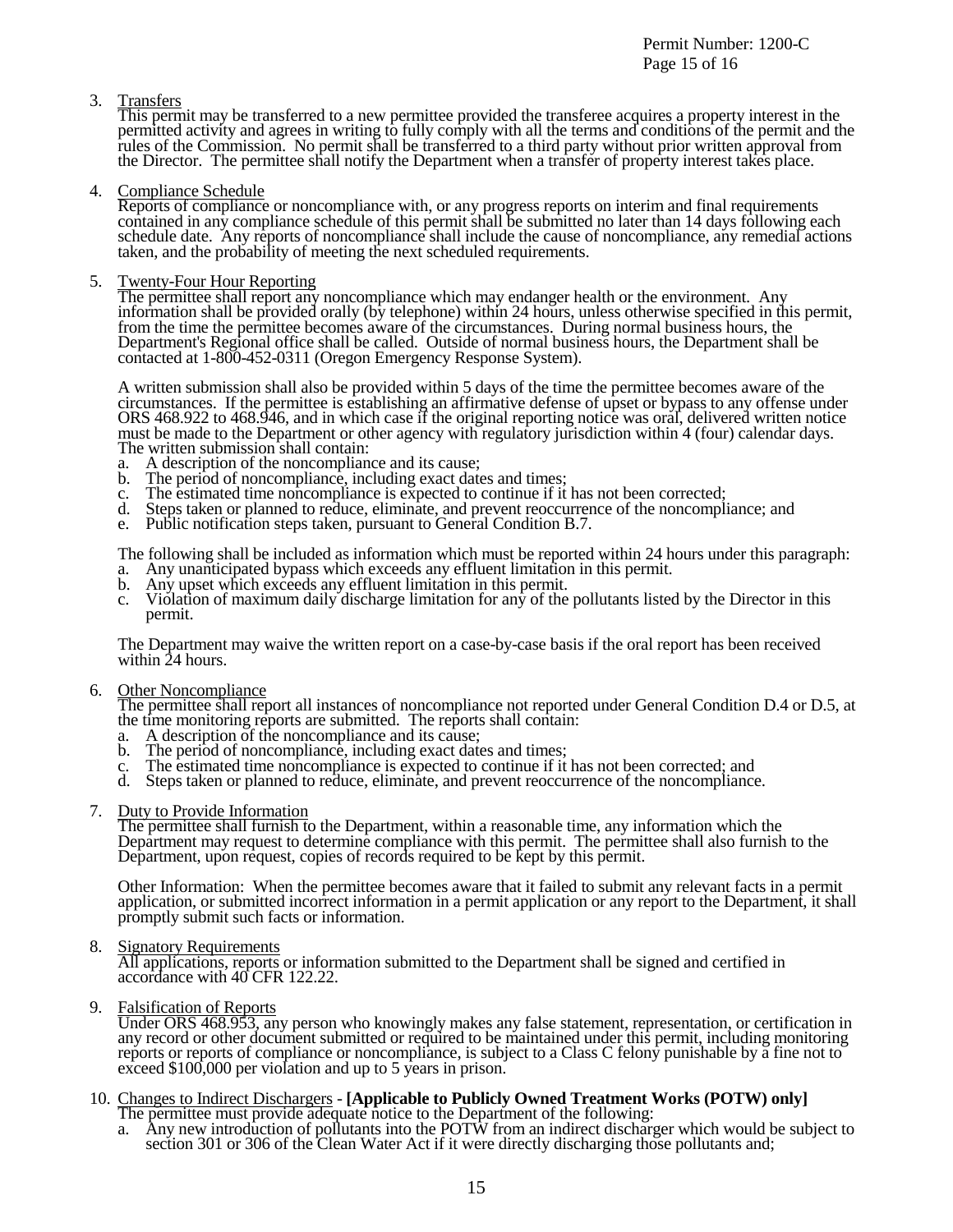3. Transfers
   This permit may be transferred to a new permittee provided the transferee acquires a property interest in the permitted activity and agrees in writing to fully comply with all the terms and conditions of the permit and the rules of the Commission. No permit shall be transferred to a third party without prior written approval from the Director. The permittee shall notify the Department when a transfer of property interest takes place.

4. Compliance Schedule
   Reports of compliance or noncompliance with, or any progress reports on interim and final requirements contained in any compliance schedule of this permit shall be submitted no later than 14 days following each schedule date. Any reports of noncompliance shall include the cause of noncompliance, any remedial actions taken, and the probability of meeting the next scheduled requirements.

5. Twenty-Four Hour Reporting
   The permittee shall report any noncompliance which may endanger health or the environment. Any information shall be provided orally (by telephone) within 24 hours, unless otherwise specified in this permit, from the time the permittee becomes aware of the circumstances. During normal business hours, the Department's Regional office shall be called. Outside of normal business hours, the Department shall be contacted at 1-800-452-0311 (Oregon Emergency Response System).

   A written submission shall also be provided within 5 days of the time the permittee becomes aware of the circumstances. If the permittee is establishing an affirmative defense of upset or bypass to any offense under ORS 468.922 to 468.946, and in which case if the original reporting notice was oral, delivered written notice must be made to the Department or other agency with regulatory jurisdiction within 4 (four) calendar days. The written submission shall contain:
   a. A description of the noncompliance and its cause;
   b. The period of noncompliance, including exact dates and times;
   c. The estimated time noncompliance is expected to continue if it has not been corrected;
   d. Steps taken or planned to reduce, eliminate, and prevent reoccurrence of the noncompliance; and
   e. Public notification steps taken, pursuant to General Condition B.7.

   The following shall be included as information which must be reported within 24 hours under this paragraph:
   a. Any unanticipated bypass which exceeds any effluent limitation in this permit.
   b. Any upset which exceeds any effluent limitation in this permit.
   c. Violation of maximum daily discharge limitation for any of the pollutants listed by the Director in this permit.

   The Department may waive the written report on a case-by-case basis if the oral report has been received within 24 hours.

6. Other Noncompliance
   The permittee shall report all instances of noncompliance not reported under General Condition D.4 or D.5, at the time monitoring reports are submitted. The reports shall contain:
   a. A description of the noncompliance and its cause;
   b. The period of noncompliance, including exact dates and times;
   c. The estimated time noncompliance is expected to continue if it has not been corrected; and
   d. Steps taken or planned to reduce, eliminate, and prevent reoccurrence of the noncompliance.

7. Duty to Provide Information
   The permittee shall furnish to the Department, within a reasonable time, any information which the Department may request to determine compliance with this permit. The permittee shall also furnish to the Department, upon request, copies of records required to be kept by this permit.

   Other Information: When the permittee becomes aware that it failed to submit any relevant facts in a permit application, or submitted incorrect information in a permit application or any report to the Department, it shall promptly submit such facts or information.

8. Signatory Requirements
   All applications, reports or information submitted to the Department shall be signed and certified in accordance with 40 CFR 122.22.

9. Falsification of Reports
   Under ORS 468.953, any person who knowingly makes any false statement, representation, or certification in any record or other document submitted or required to be maintained under this permit, including monitoring reports or reports of compliance or noncompliance, is subject to a Class C felony punishable by a fine not to exceed $100,000 per violation and up to 5 years in prison.

10. Changes to Indirect Dischargers - **[Applicable to Publicly Owned Treatment Works (POTW) only]**
    The permittee must provide adequate notice to the Department of the following:
    a. Any new introduction of pollutants into the POTW from an indirect discharger which would be subject to section 301 or 306 of the Clean Water Act if it were directly discharging those pollutants and;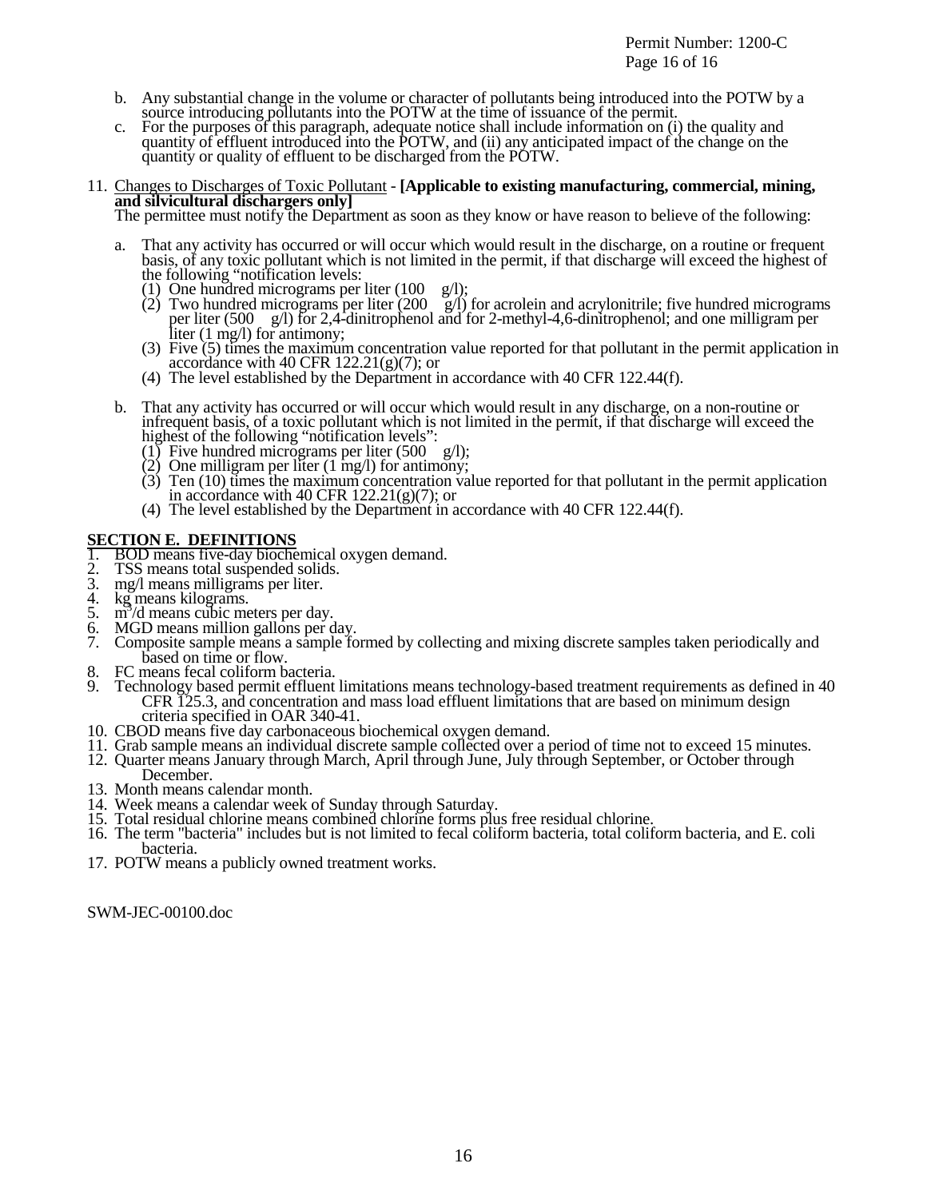b. Any substantial change in the volume or character of pollutants being introduced into the POTW by a source introducing pollutants into the POTW at the time of issuance of the permit.

c. For the purposes of this paragraph, adequate notice shall include information on (i) the quality and quantity of effluent introduced into the POTW, and (ii) any anticipated impact of the change on the quantity or quality of effluent to be discharged from the POTW.

11. Changes to Discharges of Toxic Pollutant - **[Applicable to existing manufacturing, commercial, mining, and silvicultural dischargers only]**

    The permittee must notify the Department as soon as they know or have reason to believe of the following:

    a. That any activity has occurred or will occur which would result in the discharge, on a routine or frequent basis, of any toxic pollutant which is not limited in the permit, if that discharge will exceed the highest of the following "notification levels:
        (1) One hundred micrograms per liter (100 g/l);
        (2) Two hundred micrograms per liter (200 g/l) for acrolein and acrylonitrile; five hundred micrograms per liter (500 g/l) for 2,4-dinitrophenol and for 2-methyl-4,6-dinitrophenol; and one milligram per liter (1 mg/l) for antimony;
        (3) Five (5) times the maximum concentration value reported for that pollutant in the permit application in accordance with 40 CFR 122.21(g)(7); or
        (4) The level established by the Department in accordance with 40 CFR 122.44(f).

    b. That any activity has occurred or will occur which would result in any discharge, on a non-routine or infrequent basis, of a toxic pollutant which is not limited in the permit, if that discharge will exceed the highest of the following "notification levels":
        (1) Five hundred micrograms per liter (500 g/l);
        (2) One milligram per liter (1 mg/l) for antimony;
        (3) Ten (10) times the maximum concentration value reported for that pollutant in the permit application in accordance with 40 CFR 122.21(g)(7); or
        (4) The level established by the Department in accordance with 40 CFR 122.44(f).

## SECTION E. DEFINITIONS

1. BOD means five-day biochemical oxygen demand.
2. TSS means total suspended solids.
3. mg/l means milligrams per liter.
4. kg means kilograms.
5. $m^3$/d means cubic meters per day.
6. MGD means million gallons per day.
7. Composite sample means a sample formed by collecting and mixing discrete samples taken periodically and based on time or flow.
8. FC means fecal coliform bacteria.
9. Technology based permit effluent limitations means technology-based treatment requirements as defined in 40 CFR 125.3, and concentration and mass load effluent limitations that are based on minimum design criteria specified in OAR 340-41.
10. CBOD means five day carbonaceous biochemical oxygen demand.
11. Grab sample means an individual discrete sample collected over a period of time not to exceed 15 minutes.
12. Quarter means January through March, April through June, July through September, or October through December.
13. Month means calendar month.
14. Week means a calendar week of Sunday through Saturday.
15. Total residual chlorine means combined chlorine forms plus free residual chlorine.
16. The term "bacteria" includes but is not limited to fecal coliform bacteria, total coliform bacteria, and E. coli bacteria.
17. POTW means a publicly owned treatment works.

SWM-JEC-00100.doc